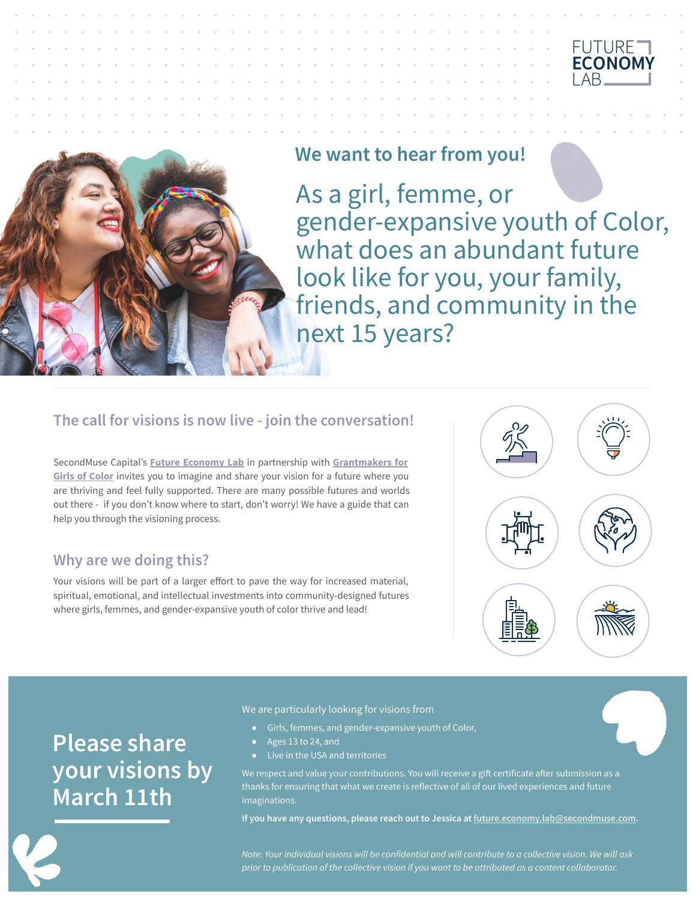FUTURE ECONOMY LAB

## We want to hear from you!

# As a girl, femme, or gender-expansive youth of Color, what does an abundant future look like for you, your family, friends, and community in the next 15 years?

### The call for visions is now live - join the conversation!

SecondMuse Capital's **Future Economy Lab** in partnership with **Grantmakers for Girls of Color** invites you to imagine and share your vision for a future where you are thriving and feel fully supported. There are many possible futures and worlds out there - if you don't know where to start, don't worry! We have a guide that can help you through the visioning process.

### Why are we doing this?

Your visions will be part of a larger effort to pave the way for increased material, spiritual, emotional, and intellectual investments into community-designed futures where girls, femmes, and gender-expansive youth of color thrive and lead!

## Please share your visions by March 11th

We are particularly looking for visions from

- Girls, femmes, and gender-expansive youth of Color,
- Ages 13 to 24, and
- Live in the USA and territories

We respect and value your contributions. You will receive a gift certificate after submission as a thanks for ensuring that what we create is reflective of all of our lived experiences and future imaginations.

**If you have any questions, please reach out to Jessica at future.economy.lab@secondmuse.com.**

*Note: Your individual visions will be confidential and will contribute to a collective vision. We will ask prior to publication of the collective vision if you want to be attributed as a content collaborator.*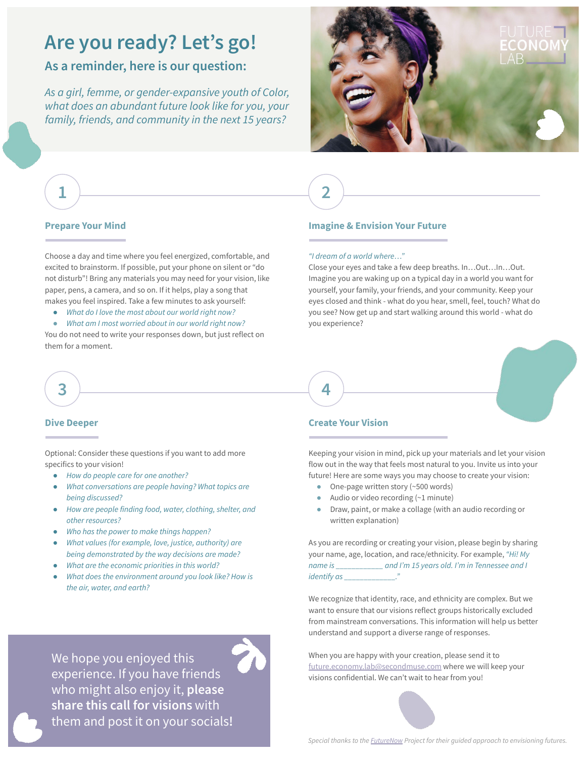# Are you ready? Let's go!

## As a reminder, here is our question:

*As a girl, femme, or gender-expansive youth of Color, what does an abundant future look like for you, your family, friends, and community in the next 15 years?*

FUTURE ECONOMY LAB

## 1

### Prepare Your Mind

Choose a day and time where you feel energized, comfortable, and excited to brainstorm. If possible, put your phone on silent or "do not disturb"! Bring any materials you may need for your vision, like paper, pens, a camera, and so on. If it helps, play a song that makes you feel inspired. Take a few minutes to ask yourself:

- *What do I love the most about our world right now?*
- *What am I most worried about in our world right now?*

You do not need to write your responses down, but just reflect on them for a moment.

## 2

### Imagine & Envision Your Future

*"I dream of a world where…"*

Close your eyes and take a few deep breaths. In…Out…In…Out. Imagine you are waking up on a typical day in a world you want for yourself, your family, your friends, and your community. Keep your eyes closed and think - what do you hear, smell, feel, touch? What do you see? Now get up and start walking around this world - what do you experience?

## 3

### Dive Deeper

Optional: Consider these questions if you want to add more specifics to your vision!

- *How do people care for one another?*
- *What conversations are people having? What topics are being discussed?*
- *How are people finding food, water, clothing, shelter, and other resources?*
- *Who has the power to make things happen?*
- *What values (for example, love, justice, authority) are being demonstrated by the way decisions are made?*
- *What are the economic priorities in this world?*
- *What does the environment around you look like? How is the air, water, and earth?*

## 4

### Create Your Vision

Keeping your vision in mind, pick up your materials and let your vision flow out in the way that feels most natural to you. Invite us into your future! Here are some ways you may choose to create your vision:

- One-page written story (~500 words)
- Audio or video recording (~1 minute)
- Draw, paint, or make a collage (with an audio recording or written explanation)

As you are recording or creating your vision, please begin by sharing your name, age, location, and race/ethnicity. For example, *"Hi! My name is ___________ and I'm 15 years old. I'm in Tennessee and I identify as ____________."*

We recognize that identity, race, and ethnicity are complex. But we want to ensure that our visions reflect groups historically excluded from mainstream conversations. This information will help us better understand and support a diverse range of responses.

When you are happy with your creation, please send it to future.economy.lab@secondmuse.com where we will keep your visions confidential. We can't wait to hear from you!

We hope you enjoyed this experience. If you have friends who might also enjoy it, **please share this call for visions** with them and post it on your socials!

*Special thanks to the FutureNow Project for their guided approach to envisioning futures.*